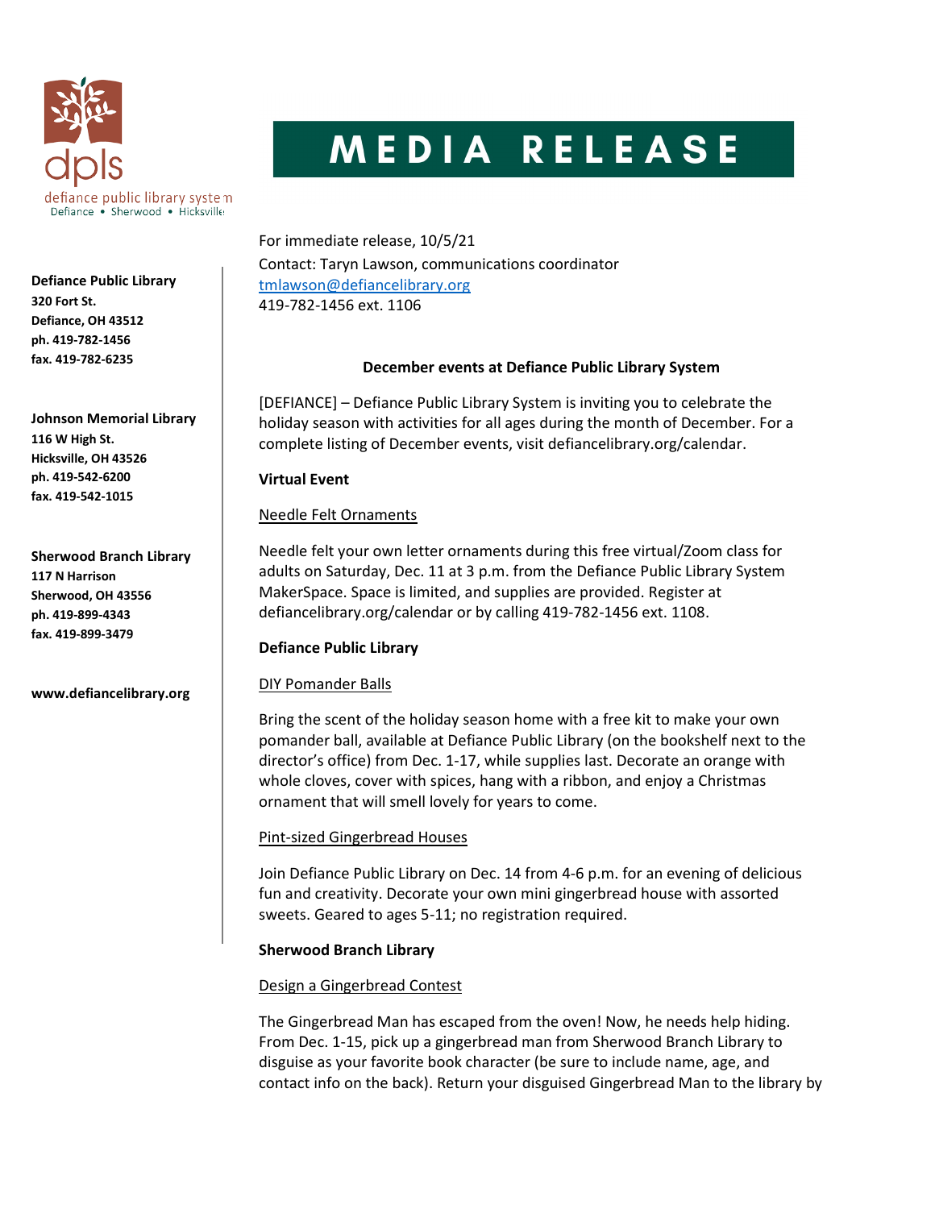dpls
defiance public library system
Defiance • Sherwood • Hicksville

# MEDIA RELEASE

**Defiance Public Library**
**320 Fort St.**
**Defiance, OH 43512**
**ph. 419-782-1456**
**fax. 419-782-6235**

**Johnson Memorial Library**
**116 W High St.**
**Hicksville, OH 43526**
**ph. 419-542-6200**
**fax. 419-542-1015**

**Sherwood Branch Library**
**117 N Harrison**
**Sherwood, OH 43556**
**ph. 419-899-4343**
**fax. 419-899-3479**

**www.defiancelibrary.org**

For immediate release, 10/5/21
Contact: Taryn Lawson, communications coordinator
tmlawson@defiancelibrary.org
419-782-1456 ext. 1106

## December events at Defiance Public Library System

[DEFIANCE] – Defiance Public Library System is inviting you to celebrate the holiday season with activities for all ages during the month of December. For a complete listing of December events, visit defiancelibrary.org/calendar.

### Virtual Event

Needle Felt Ornaments

Needle felt your own letter ornaments during this free virtual/Zoom class for adults on Saturday, Dec. 11 at 3 p.m. from the Defiance Public Library System MakerSpace. Space is limited, and supplies are provided. Register at defiancelibrary.org/calendar or by calling 419-782-1456 ext. 1108.

### Defiance Public Library

DIY Pomander Balls

Bring the scent of the holiday season home with a free kit to make your own pomander ball, available at Defiance Public Library (on the bookshelf next to the director's office) from Dec. 1-17, while supplies last. Decorate an orange with whole cloves, cover with spices, hang with a ribbon, and enjoy a Christmas ornament that will smell lovely for years to come.

Pint-sized Gingerbread Houses

Join Defiance Public Library on Dec. 14 from 4-6 p.m. for an evening of delicious fun and creativity. Decorate your own mini gingerbread house with assorted sweets. Geared to ages 5-11; no registration required.

### Sherwood Branch Library

Design a Gingerbread Contest

The Gingerbread Man has escaped from the oven! Now, he needs help hiding. From Dec. 1-15, pick up a gingerbread man from Sherwood Branch Library to disguise as your favorite book character (be sure to include name, age, and contact info on the back). Return your disguised Gingerbread Man to the library by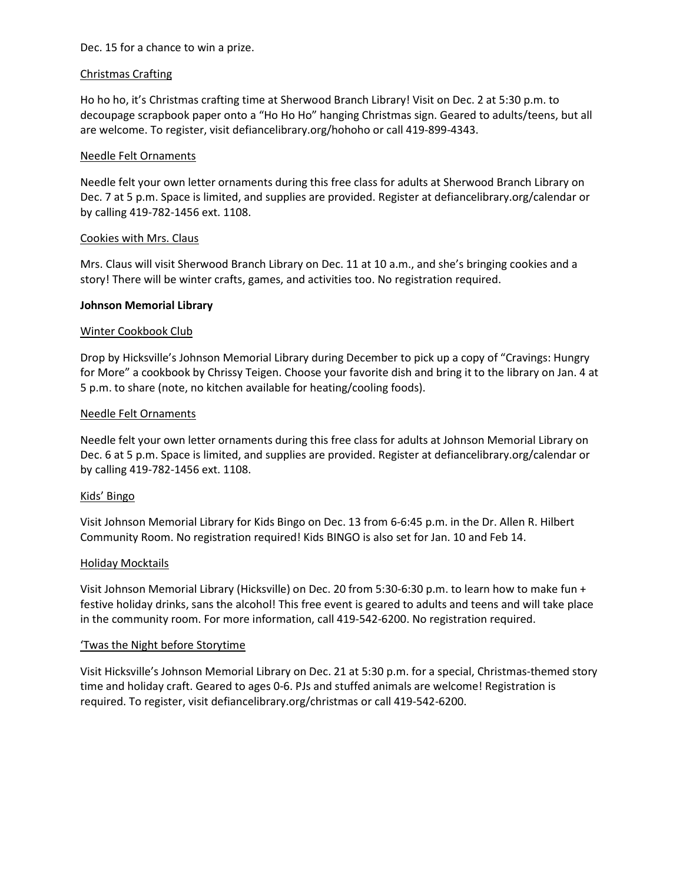Dec. 15 for a chance to win a prize.

Christmas Crafting

Ho ho ho, it's Christmas crafting time at Sherwood Branch Library! Visit on Dec. 2 at 5:30 p.m. to decoupage scrapbook paper onto a "Ho Ho Ho" hanging Christmas sign. Geared to adults/teens, but all are welcome. To register, visit defiancelibrary.org/hohoho or call 419-899-4343.

Needle Felt Ornaments

Needle felt your own letter ornaments during this free class for adults at Sherwood Branch Library on Dec. 7 at 5 p.m. Space is limited, and supplies are provided. Register at defiancelibrary.org/calendar or by calling 419-782-1456 ext. 1108.

Cookies with Mrs. Claus

Mrs. Claus will visit Sherwood Branch Library on Dec. 11 at 10 a.m., and she's bringing cookies and a story! There will be winter crafts, games, and activities too. No registration required.

**Johnson Memorial Library**

Winter Cookbook Club

Drop by Hicksville's Johnson Memorial Library during December to pick up a copy of "Cravings: Hungry for More" a cookbook by Chrissy Teigen. Choose your favorite dish and bring it to the library on Jan. 4 at 5 p.m. to share (note, no kitchen available for heating/cooling foods).

Needle Felt Ornaments

Needle felt your own letter ornaments during this free class for adults at Johnson Memorial Library on Dec. 6 at 5 p.m. Space is limited, and supplies are provided. Register at defiancelibrary.org/calendar or by calling 419-782-1456 ext. 1108.

Kids' Bingo

Visit Johnson Memorial Library for Kids Bingo on Dec. 13 from 6-6:45 p.m. in the Dr. Allen R. Hilbert Community Room. No registration required! Kids BINGO is also set for Jan. 10 and Feb 14.

Holiday Mocktails

Visit Johnson Memorial Library (Hicksville) on Dec. 20 from 5:30-6:30 p.m. to learn how to make fun + festive holiday drinks, sans the alcohol! This free event is geared to adults and teens and will take place in the community room. For more information, call 419-542-6200. No registration required.

'Twas the Night before Storytime

Visit Hicksville's Johnson Memorial Library on Dec. 21 at 5:30 p.m. for a special, Christmas-themed story time and holiday craft. Geared to ages 0-6. PJs and stuffed animals are welcome! Registration is required. To register, visit defiancelibrary.org/christmas or call 419-542-6200.